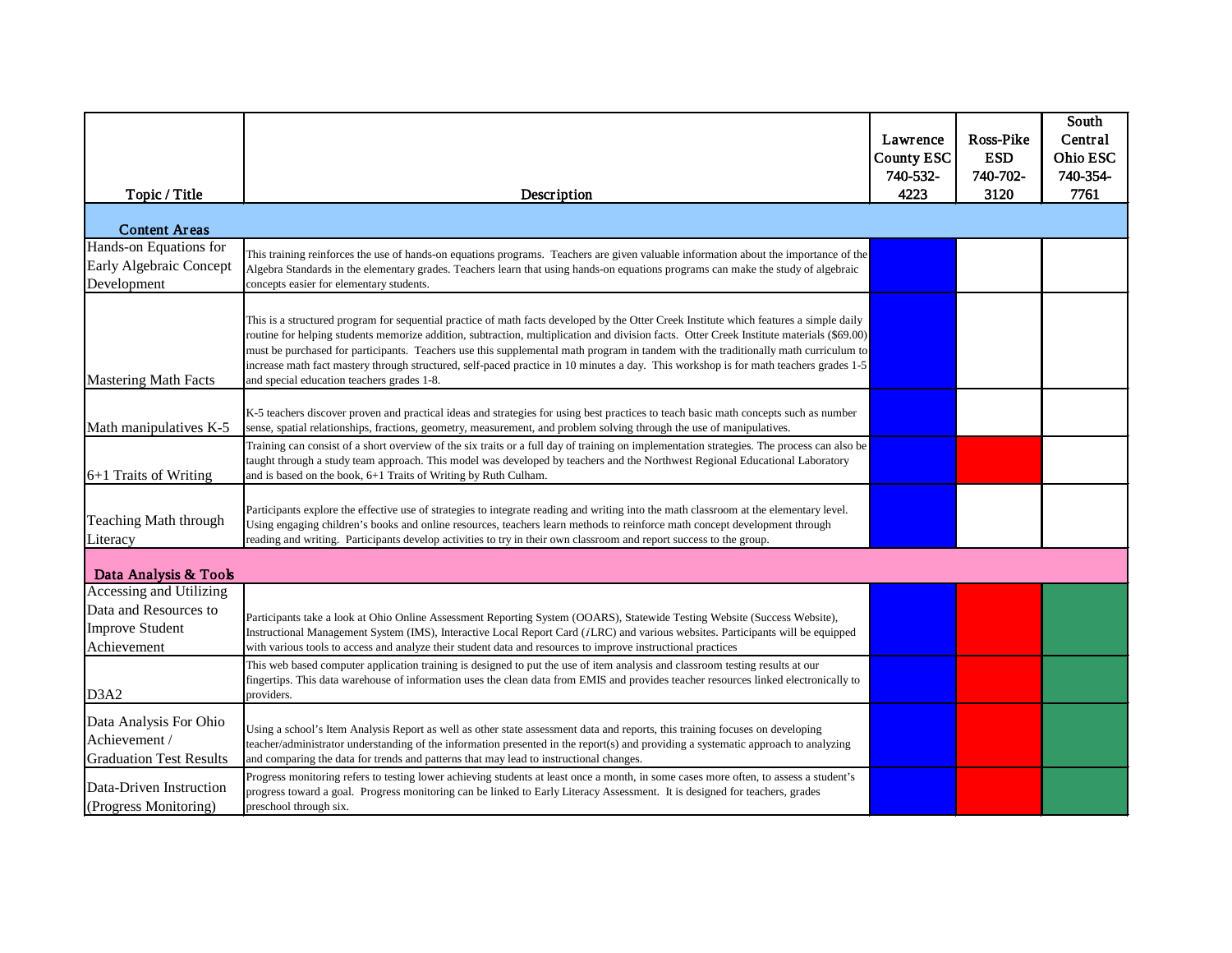| Topic / Title | Description | Lawrence County ESC 740-532-4223 | Ross-Pike ESD 740-702-3120 | South Central Ohio ESC 740-354-7761 |
|---|---|---|---|---|
| **Content Areas** | | | | |
| Hands-on Equations for Early Algebraic Concept Development | This training reinforces the use of hands-on equations programs. Teachers are given valuable information about the importance of the Algebra Standards in the elementary grades. Teachers learn that using hands-on equations programs can make the study of algebraic concepts easier for elementary students. | X | | |
| Mastering Math Facts | This is a structured program for sequential practice of math facts developed by the Otter Creek Institute which features a simple daily routine for helping students memorize addition, subtraction, multiplication and division facts. Otter Creek Institute materials ($69.00) must be purchased for participants. Teachers use this supplemental math program in tandem with the traditionally math curriculum to increase math fact mastery through structured, self-paced practice in 10 minutes a day. This workshop is for math teachers grades 1-5 and special education teachers grades 1-8. | X | | |
| Math manipulatives K-5 | K-5 teachers discover proven and practical ideas and strategies for using best practices to teach basic math concepts such as number sense, spatial relationships, fractions, geometry, measurement, and problem solving through the use of manipulatives. | X | | |
| 6+1 Traits of Writing | Training can consist of a short overview of the six traits or a full day of training on implementation strategies. The process can also be taught through a study team approach. This model was developed by teachers and the Northwest Regional Educational Laboratory and is based on the book, 6+1 Traits of Writing by Ruth Culham. | X | X | |
| Teaching Math through Literacy | Participants explore the effective use of strategies to integrate reading and writing into the math classroom at the elementary level. Using engaging children's books and online resources, teachers learn methods to reinforce math concept development through reading and writing. Participants develop activities to try in their own classroom and report success to the group. | X | | |
| **Data Analysis & Tools** | | | | |
| Accessing and Utilizing Data and Resources to Improve Student Achievement | Participants take a look at Ohio Online Assessment Reporting System (OOARS), Statewide Testing Website (Success Website), Instructional Management System (IMS), Interactive Local Report Card (*i*LRC) and various websites. Participants will be equipped with various tools to access and analyze their student data and resources to improve instructional practices | X | X | X |
| D3A2 | This web based computer application training is designed to put the use of item analysis and classroom testing results at our fingertips. This data warehouse of information uses the clean data from EMIS and provides teacher resources linked electronically to providers. | X | X | X |
| Data Analysis For Ohio Achievement / Graduation Test Results | Using a school's Item Analysis Report as well as other state assessment data and reports, this training focuses on developing teacher/administrator understanding of the information presented in the report(s) and providing a systematic approach to analyzing and comparing the data for trends and patterns that may lead to instructional changes. | X | X | X |
| Data-Driven Instruction (Progress Monitoring) | Progress monitoring refers to testing lower achieving students at least once a month, in some cases more often, to assess a student's progress toward a goal. Progress monitoring can be linked to Early Literacy Assessment. It is designed for teachers, grades preschool through six. | X | X | X |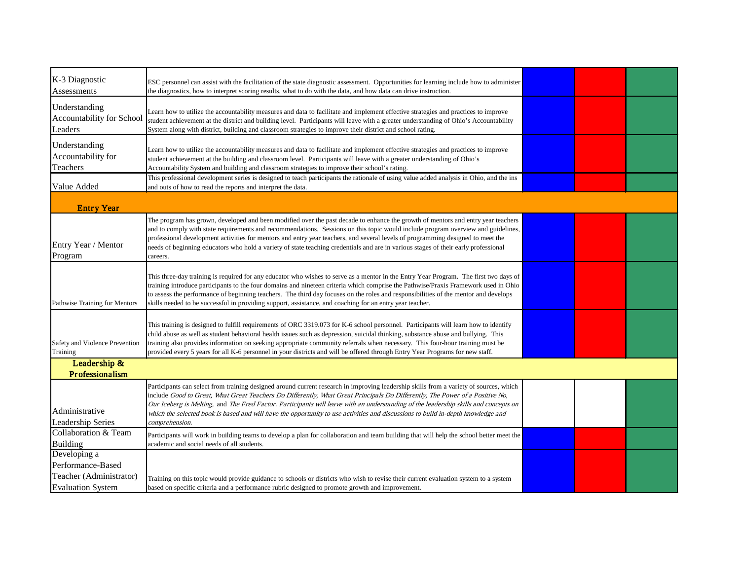| | | | | |
|---|---|---|---|---|
| K-3 Diagnostic Assessments | ESC personnel can assist with the facilitation of the state diagnostic assessment. Opportunities for learning include how to administer the diagnostics, how to interpret scoring results, what to do with the data, and how data can drive instruction. | | | |
| Understanding Accountability for School Leaders | Learn how to utilize the accountability measures and data to facilitate and implement effective strategies and practices to improve student achievement at the district and building level. Participants will leave with a greater understanding of Ohio's Accountability System along with district, building and classroom strategies to improve their district and school rating. | | | |
| Understanding Accountability for Teachers | Learn how to utilize the accountability measures and data to facilitate and implement effective strategies and practices to improve student achievement at the building and classroom level. Participants will leave with a greater understanding of Ohio's Accountability System and building and classroom strategies to improve their school's rating. | | | |
| Value Added | This professional development series is designed to teach participants the rationale of using value added analysis in Ohio, and the ins and outs of how to read the reports and interpret the data. | | | |
| **Entry Year** | | | | |
| Entry Year / Mentor Program | The program has grown, developed and been modified over the past decade to enhance the growth of mentors and entry year teachers and to comply with state requirements and recommendations. Sessions on this topic would include program overview and guidelines, professional development activities for mentors and entry year teachers, and several levels of programming designed to meet the needs of beginning educators who hold a variety of state teaching credentials and are in various stages of their early professional careers. | | | |
| Pathwise Training for Mentors | This three-day training is required for any educator who wishes to serve as a mentor in the Entry Year Program. The first two days of training introduce participants to the four domains and nineteen criteria which comprise the Pathwise/Praxis Framework used in Ohio to assess the performance of beginning teachers. The third day focuses on the roles and responsibilities of the mentor and develops skills needed to be successful in providing support, assistance, and coaching for an entry year teacher. | | | |
| Safety and Violence Prevention Training | This training is designed to fulfill requirements of ORC 3319.073 for K-6 school personnel. Participants will learn how to identify child abuse as well as student behavioral health issues such as depression, suicidal thinking, substance abuse and bullying. This training also provides information on seeking appropriate community referrals when necessary. This four-hour training must be provided every 5 years for all K-6 personnel in your districts and will be offered through Entry Year Programs for new staff. | | | |
| **Leadership & Professionalism** | | | | |
| Administrative Leadership Series | Participants can select from training designed around current research in improving leadership skills from a variety of sources, which include *Good to Great, What Great Teachers Do Differently, What Great Principals Do Differently, The Power of a Positive No, Our Iceberg is Melting,* and *The Fred Factor. Participants will leave with an understanding of the leadership skills and concepts on which the selected book is based and will have the opportunity to use activities and discussions to build in-depth knowledge and comprehension.* | | | |
| Collaboration & Team Building | Participants will work in building teams to develop a plan for collaboration and team building that will help the school better meet the academic and social needs of all students. | | | |
| Developing a Performance-Based Teacher (Administrator) Evaluation System | Training on this topic would provide guidance to schools or districts who wish to revise their current evaluation system to a system based on specific criteria and a performance rubric designed to promote growth and improvement. | | | |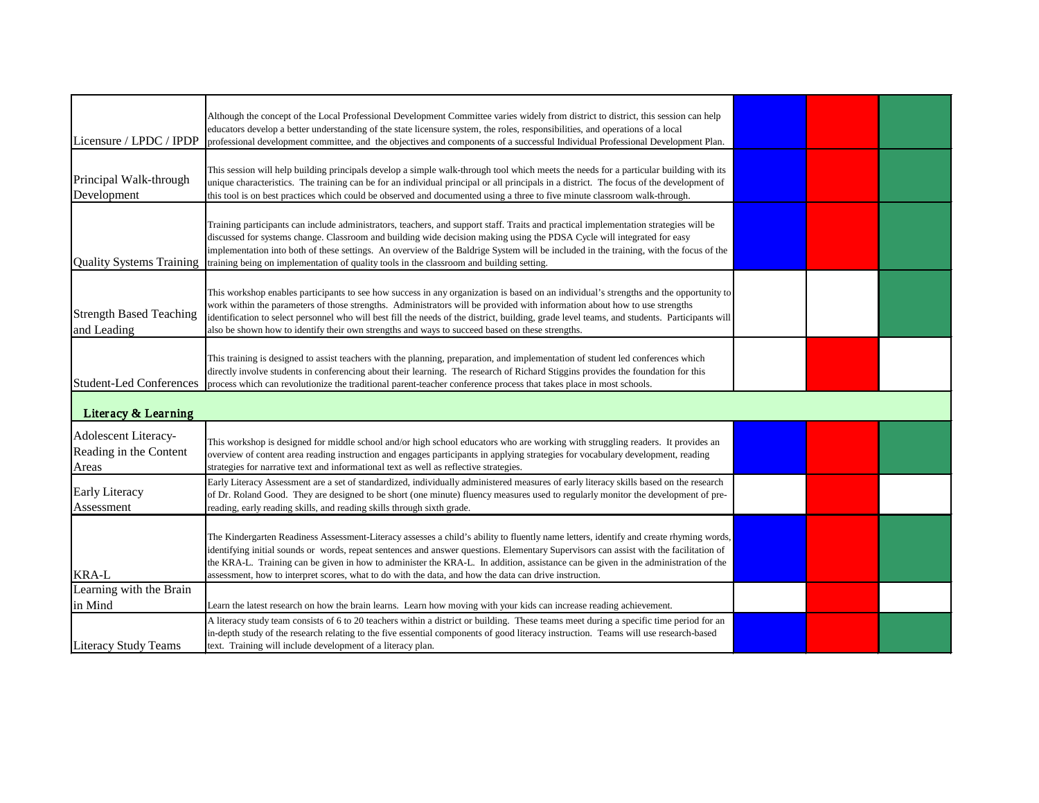| | | | | |
|---|---|---|---|---|
| Licensure / LPDC / IPDP | Although the concept of the Local Professional Development Committee varies widely from district to district, this session can help educators develop a better understanding of the state licensure system, the roles, responsibilities, and operations of a local professional development committee, and the objectives and components of a successful Individual Professional Development Plan. | (blue) | (red) | (green) |
| Principal Walk-through Development | This session will help building principals develop a simple walk-through tool which meets the needs for a particular building with its unique characteristics. The training can be for an individual principal or all principals in a district. The focus of the development of this tool is on best practices which could be observed and documented using a three to five minute classroom walk-through. | (blue) | (red) | (green) |
| Quality Systems Training | Training participants can include administrators, teachers, and support staff. Traits and practical implementation strategies will be discussed for systems change. Classroom and building wide decision making using the PDSA Cycle will integrated for easy implementation into both of these settings. An overview of the Baldrige System will be included in the training, with the focus of the training being on implementation of quality tools in the classroom and building setting. | (blue) | (red) | (green) |
| Strength Based Teaching and Leading | This workshop enables participants to see how success in any organization is based on an individual's strengths and the opportunity to work within the parameters of those strengths. Administrators will be provided with information about how to use strengths identification to select personnel who will best fill the needs of the district, building, grade level teams, and students. Participants will also be shown how to identify their own strengths and ways to succeed based on these strengths. | | | (green) |
| Student-Led Conferences | This training is designed to assist teachers with the planning, preparation, and implementation of student led conferences which directly involve students in conferencing about their learning. The research of Richard Stiggins provides the foundation for this process which can revolutionize the traditional parent-teacher conference process that takes place in most schools. | | (red) | |
| **Literacy & Learning** | | | | |
| Adolescent Literacy-Reading in the Content Areas | This workshop is designed for middle school and/or high school educators who are working with struggling readers. It provides an overview of content area reading instruction and engages participants in applying strategies for vocabulary development, reading strategies for narrative text and informational text as well as reflective strategies. | (blue) | (red) | (green) |
| Early Literacy Assessment | Early Literacy Assessment are a set of standardized, individually administered measures of early literacy skills based on the research of Dr. Roland Good. They are designed to be short (one minute) fluency measures used to regularly monitor the development of pre-reading, early reading skills, and reading skills through sixth grade. | | (red) | |
| KRA-L | The Kindergarten Readiness Assessment-Literacy assesses a child's ability to fluently name letters, identify and create rhyming words, identifying initial sounds or words, repeat sentences and answer questions. Elementary Supervisors can assist with the facilitation of the KRA-L. Training can be given in how to administer the KRA-L. In addition, assistance can be given in the administration of the assessment, how to interpret scores, what to do with the data, and how the data can drive instruction. | (blue) | (red) | (green) |
| Learning with the Brain in Mind | Learn the latest research on how the brain learns. Learn how moving with your kids can increase reading achievement. | | (red) | |
| Literacy Study Teams | A literacy study team consists of 6 to 20 teachers within a district or building. These teams meet during a specific time period for an in-depth study of the research relating to the five essential components of good literacy instruction. Teams will use research-based text. Training will include development of a literacy plan. | (blue) | (red) | (green) |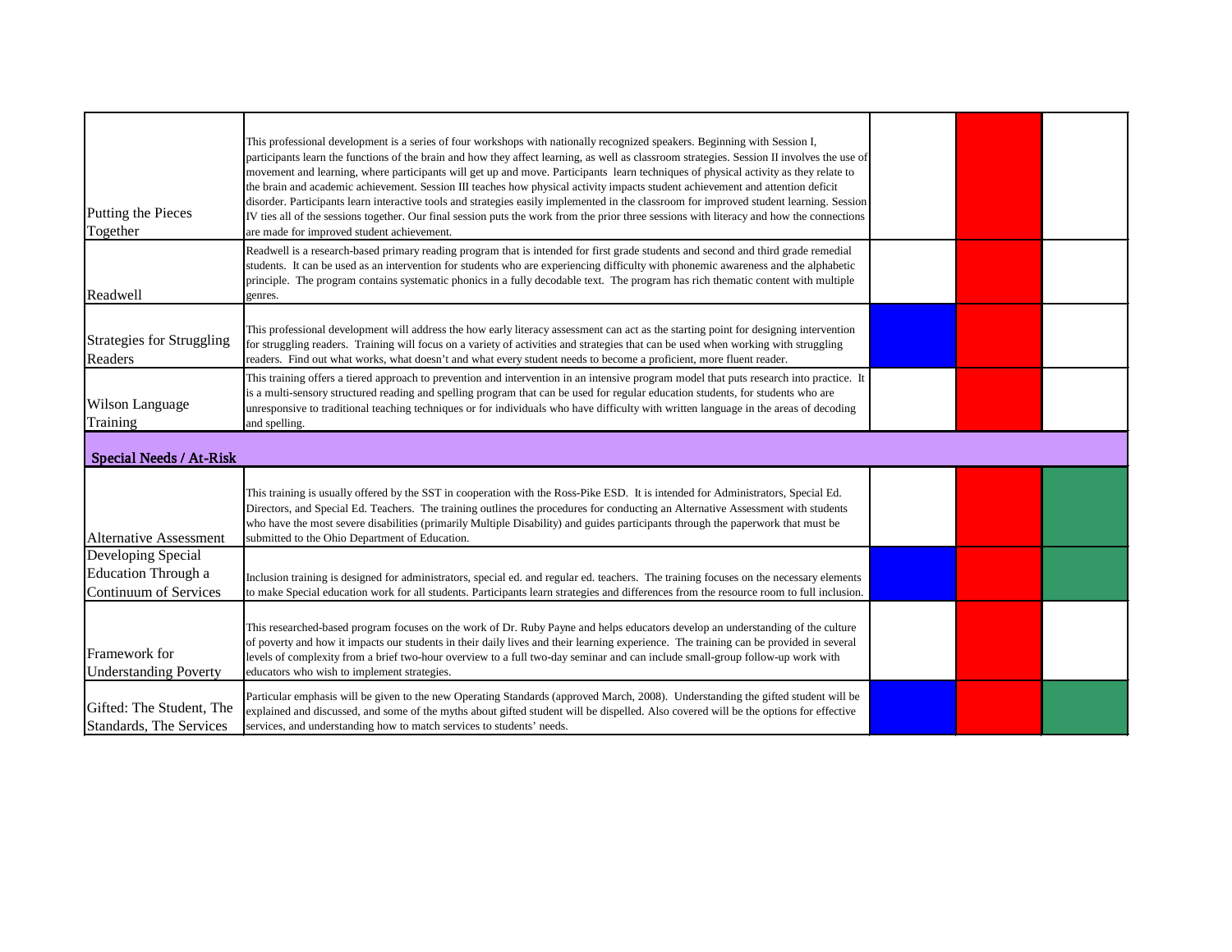| | | | | |
|---|---|---|---|---|
| Putting the Pieces Together | This professional development is a series of four workshops with nationally recognized speakers. Beginning with Session I, participants learn the functions of the brain and how they affect learning, as well as classroom strategies. Session II involves the use of movement and learning, where participants will get up and move. Participants learn techniques of physical activity as they relate to the brain and academic achievement. Session III teaches how physical activity impacts student achievement and attention deficit disorder. Participants learn interactive tools and strategies easily implemented in the classroom for improved student learning. Session IV ties all of the sessions together. Our final session puts the work from the prior three sessions with literacy and how the connections are made for improved student achievement. | | | |
| Readwell | Readwell is a research-based primary reading program that is intended for first grade students and second and third grade remedial students. It can be used as an intervention for students who are experiencing difficulty with phonemic awareness and the alphabetic principle. The program contains systematic phonics in a fully decodable text. The program has rich thematic content with multiple genres. | | | |
| Strategies for Struggling Readers | This professional development will address the how early literacy assessment can act as the starting point for designing intervention for struggling readers. Training will focus on a variety of activities and strategies that can be used when working with struggling readers. Find out what works, what doesn't and what every student needs to become a proficient, more fluent reader. | | | |
| Wilson Language Training | This training offers a tiered approach to prevention and intervention in an intensive program model that puts research into practice. It is a multi-sensory structured reading and spelling program that can be used for regular education students, for students who are unresponsive to traditional teaching techniques or for individuals who have difficulty with written language in the areas of decoding and spelling. | | | |
| **Special Needs / At-Risk** | | | | |
| Alternative Assessment | This training is usually offered by the SST in cooperation with the Ross-Pike ESD. It is intended for Administrators, Special Ed. Directors, and Special Ed. Teachers. The training outlines the procedures for conducting an Alternative Assessment with students who have the most severe disabilities (primarily Multiple Disability) and guides participants through the paperwork that must be submitted to the Ohio Department of Education. | | | |
| Developing Special Education Through a Continuum of Services | Inclusion training is designed for administrators, special ed. and regular ed. teachers. The training focuses on the necessary elements to make Special education work for all students. Participants learn strategies and differences from the resource room to full inclusion. | | | |
| Framework for Understanding Poverty | This researched-based program focuses on the work of Dr. Ruby Payne and helps educators develop an understanding of the culture of poverty and how it impacts our students in their daily lives and their learning experience. The training can be provided in several levels of complexity from a brief two-hour overview to a full two-day seminar and can include small-group follow-up work with educators who wish to implement strategies. | | | |
| Gifted: The Student, The Standards, The Services | Particular emphasis will be given to the new Operating Standards (approved March, 2008). Understanding the gifted student will be explained and discussed, and some of the myths about gifted student will be dispelled. Also covered will be the options for effective services, and understanding how to match services to students' needs. | | | |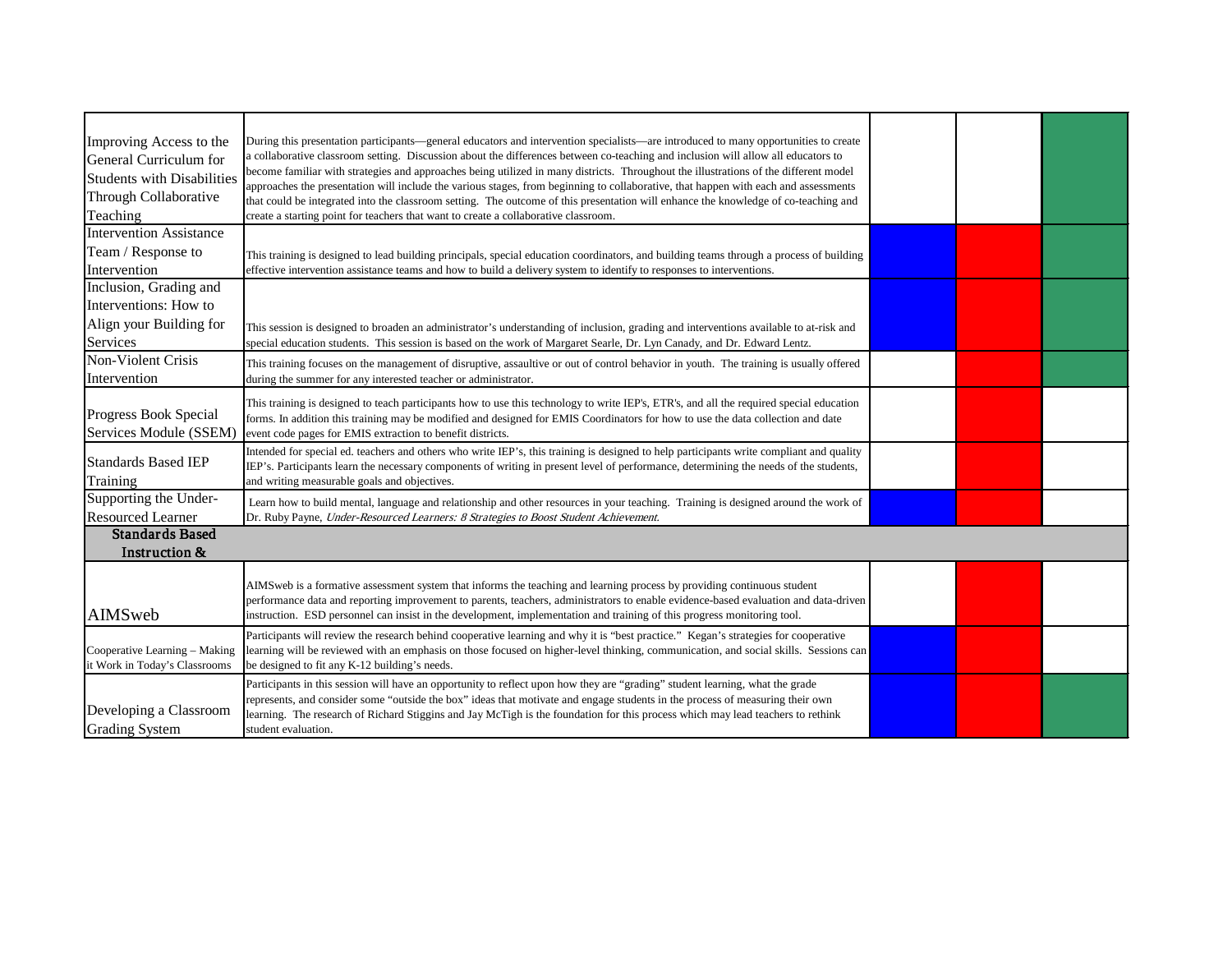| | | | | |
|---|---|---|---|---|
| Improving Access to the General Curriculum for Students with Disabilities Through Collaborative Teaching | During this presentation participants—general educators and intervention specialists—are introduced to many opportunities to create a collaborative classroom setting. Discussion about the differences between co-teaching and inclusion will allow all educators to become familiar with strategies and approaches being utilized in many districts. Throughout the illustrations of the different model approaches the presentation will include the various stages, from beginning to collaborative, that happen with each and assessments that could be integrated into the classroom setting. The outcome of this presentation will enhance the knowledge of co-teaching and create a starting point for teachers that want to create a collaborative classroom. | | | ■ |
| Intervention Assistance Team / Response to Intervention | This training is designed to lead building principals, special education coordinators, and building teams through a process of building effective intervention assistance teams and how to build a delivery system to identify to responses to interventions. | ■ | ■ | ■ |
| Inclusion, Grading and Interventions: How to Align your Building for Services | This session is designed to broaden an administrator's understanding of inclusion, grading and interventions available to at-risk and special education students. This session is based on the work of Margaret Searle, Dr. Lyn Canady, and Dr. Edward Lentz. | ■ | ■ | ■ |
| Non-Violent Crisis Intervention | This training focuses on the management of disruptive, assaultive or out of control behavior in youth. The training is usually offered during the summer for any interested teacher or administrator. | | ■ | ■ |
| Progress Book Special Services Module (SSEM) | This training is designed to teach participants how to use this technology to write IEP's, ETR's, and all the required special education forms. In addition this training may be modified and designed for EMIS Coordinators for how to use the data collection and date event code pages for EMIS extraction to benefit districts. | | ■ | |
| Standards Based IEP Training | Intended for special ed. teachers and others who write IEP's, this training is designed to help participants write compliant and quality IEP's. Participants learn the necessary components of writing in present level of performance, determining the needs of the students, and writing measurable goals and objectives. | | ■ | |
| Supporting the Under-Resourced Learner | Learn how to build mental, language and relationship and other resources in your teaching. Training is designed around the work of Dr. Ruby Payne, *Under-Resourced Learners: 8 Strategies to Boost Student Achievement.* | ■ | ■ | |
| **Standards Based Instruction &** | | | | |
| AIMSweb | AIMSweb is a formative assessment system that informs the teaching and learning process by providing continuous student performance data and reporting improvement to parents, teachers, administrators to enable evidence-based evaluation and data-driven instruction. ESD personnel can insist in the development, implementation and training of this progress monitoring tool. | | ■ | |
| Cooperative Learning – Making it Work in Today's Classrooms | Participants will review the research behind cooperative learning and why it is "best practice." Kegan's strategies for cooperative learning will be reviewed with an emphasis on those focused on higher-level thinking, communication, and social skills. Sessions can be designed to fit any K-12 building's needs. | ■ | ■ | |
| Developing a Classroom Grading System | Participants in this session will have an opportunity to reflect upon how they are "grading" student learning, what the grade represents, and consider some "outside the box" ideas that motivate and engage students in the process of measuring their own learning. The research of Richard Stiggins and Jay McTigh is the foundation for this process which may lead teachers to rethink student evaluation. | ■ | ■ | ■ |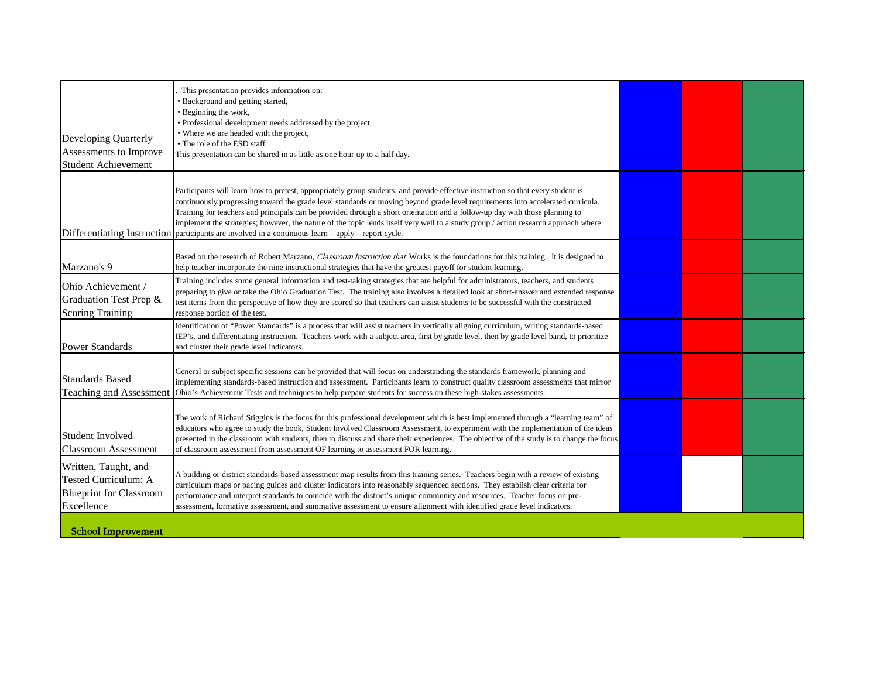| | | | | |
|---|---|---|---|---|
| Developing Quarterly Assessments to Improve Student Achievement | . This presentation provides information on:<br>• Background and getting started,<br>• Beginning the work,<br>• Professional development needs addressed by the project,<br>• Where we are headed with the project,<br>• The role of the ESD staff.<br>This presentation can be shared in as little as one hour up to a half day. | | | |
| Differentiating Instruction | Participants will learn how to pretest, appropriately group students, and provide effective instruction so that every student is continuously progressing toward the grade level standards or moving beyond grade level requirements into accelerated curricula. Training for teachers and principals can be provided through a short orientation and a follow-up day with those planning to implement the strategies; however, the nature of the topic lends itself very well to a study group / action research approach where participants are involved in a continuous learn – apply – report cycle. | | | |
| Marzano's 9 | Based on the research of Robert Marzano, *Classroom Instruction that* Works is the foundations for this training. It is designed to help teacher incorporate the nine instructional strategies that have the greatest payoff for student learning. | | | |
| Ohio Achievement / Graduation Test Prep & Scoring Training | Training includes some general information and test-taking strategies that are helpful for administrators, teachers, and students preparing to give or take the Ohio Graduation Test. The training also involves a detailed look at short-answer and extended response test items from the perspective of how they are scored so that teachers can assist students to be successful with the constructed response portion of the test. | | | |
| Power Standards | Identification of "Power Standards" is a process that will assist teachers in vertically aligning curriculum, writing standards-based IEP's, and differentiating instruction. Teachers work with a subject area, first by grade level, then by grade level band, to prioritize and cluster their grade level indicators. | | | |
| Standards Based Teaching and Assessment | General or subject specific sessions can be provided that will focus on understanding the standards framework, planning and implementing standards-based instruction and assessment. Participants learn to construct quality classroom assessments that mirror Ohio's Achievement Tests and techniques to help prepare students for success on these high-stakes assessments. | | | |
| Student Involved Classroom Assessment | The work of Richard Stiggins is the focus for this professional development which is best implemented through a "learning team" of educators who agree to study the book, Student Involved Classroom Assessment, to experiment with the implementation of the ideas presented in the classroom with students, then to discuss and share their experiences. The objective of the study is to change the focus of classroom assessment from assessment OF learning to assessment FOR learning. | | | |
| Written, Taught, and Tested Curriculum: A Blueprint for Classroom Excellence | A building or district standards-based assessment map results from this training series. Teachers begin with a review of existing curriculum maps or pacing guides and cluster indicators into reasonably sequenced sections. They establish clear criteria for performance and interpret standards to coincide with the district's unique community and resources. Teacher focus on pre-assessment, formative assessment, and summative assessment to ensure alignment with identified grade level indicators. | | | |
| **School Improvement** | | | | |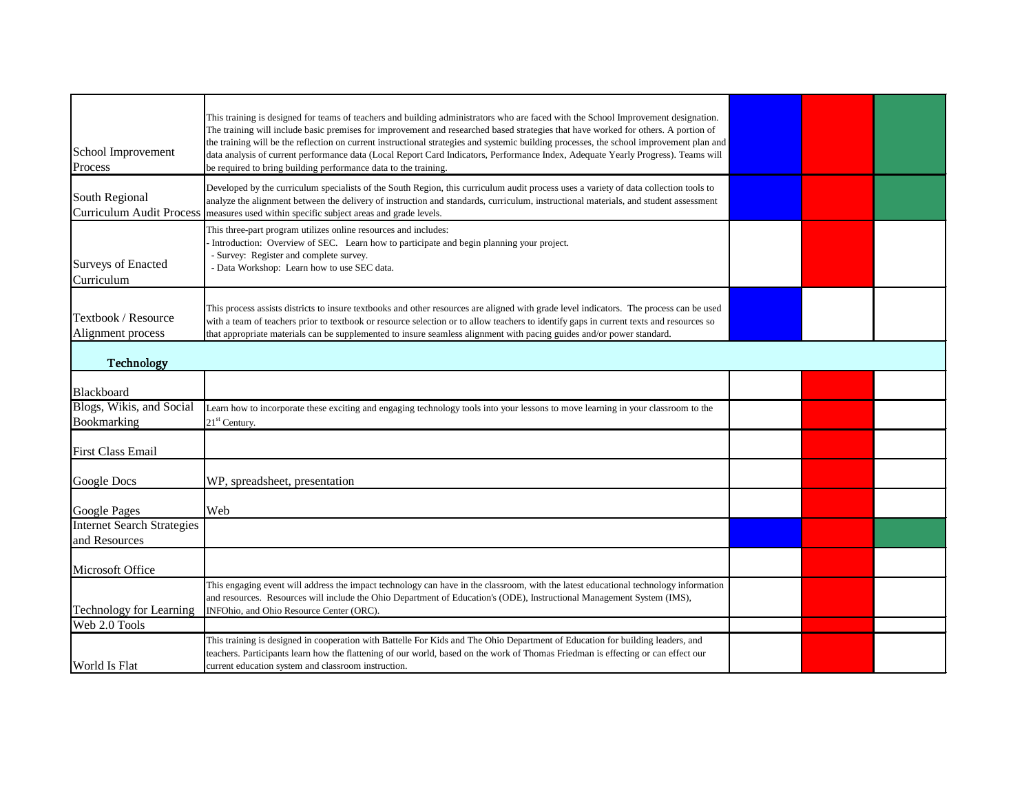| | | | | |
|---|---|---|---|---|
| School Improvement Process | This training is designed for teams of teachers and building administrators who are faced with the School Improvement designation. The training will include basic premises for improvement and researched based strategies that have worked for others. A portion of the training will be the reflection on current instructional strategies and systemic building processes, the school improvement plan and data analysis of current performance data (Local Report Card Indicators, Performance Index, Adequate Yearly Progress). Teams will be required to bring building performance data to the training. | | | |
| South Regional Curriculum Audit Process | Developed by the curriculum specialists of the South Region, this curriculum audit process uses a variety of data collection tools to analyze the alignment between the delivery of instruction and standards, curriculum, instructional materials, and student assessment measures used within specific subject areas and grade levels. | | | |
| Surveys of Enacted Curriculum | This three-part program utilizes online resources and includes:<br>- Introduction: Overview of SEC. Learn how to participate and begin planning your project.<br>- Survey: Register and complete survey.<br>- Data Workshop: Learn how to use SEC data. | | | |
| Textbook / Resource Alignment process | This process assists districts to insure textbooks and other resources are aligned with grade level indicators. The process can be used with a team of teachers prior to textbook or resource selection or to allow teachers to identify gaps in current texts and resources so that appropriate materials can be supplemented to insure seamless alignment with pacing guides and/or power standard. | | | |
| **Technology** | | | | |
| Blackboard | | | | |
| Blogs, Wikis, and Social Bookmarking | Learn how to incorporate these exciting and engaging technology tools into your lessons to move learning in your classroom to the 21st Century. | | | |
| First Class Email | | | | |
| Google Docs | WP, spreadsheet, presentation | | | |
| Google Pages | Web | | | |
| Internet Search Strategies and Resources | | | | |
| Microsoft Office | | | | |
| Technology for Learning | This engaging event will address the impact technology can have in the classroom, with the latest educational technology information and resources. Resources will include the Ohio Department of Education's (ODE), Instructional Management System (IMS), INFOhio, and Ohio Resource Center (ORC). | | | |
| Web 2.0 Tools | | | | |
| World Is Flat | This training is designed in cooperation with Battelle For Kids and The Ohio Department of Education for building leaders, and teachers. Participants learn how the flattening of our world, based on the work of Thomas Friedman is effecting or can effect our current education system and classroom instruction. | | | |